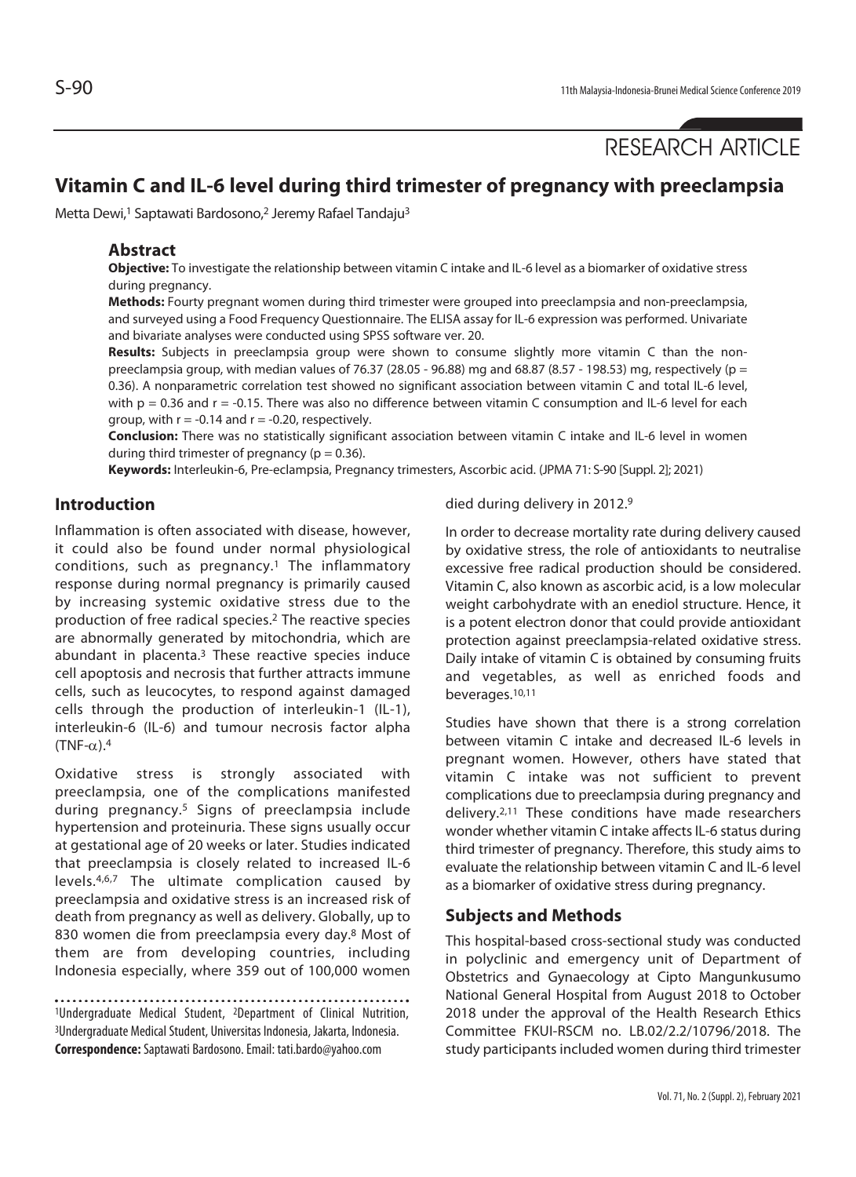RESEARCH ARTICLE

# Vitamin C and IL-6 level during third trimester of pregnancy with preeclampsia

Metta Dewi,[1] Saptawati Bardosono,[2] Jeremy Rafael Tandaju[3]

## Abstract

**Objective:** To investigate the relationship between vitamin C intake and IL-6 level as a biomarker of oxidative stress during pregnancy.

**Methods:** Fourty pregnant women during third trimester were grouped into preeclampsia and non-preeclampsia, and surveyed using a Food Frequency Questionnaire. The ELISA assay for IL-6 expression was performed. Univariate and bivariate analyses were conducted using SPSS software ver. 20.

**Results:** Subjects in preeclampsia group were shown to consume slightly more vitamin C than the non-preeclampsia group, with median values of 76.37 (28.05 - 96.88) mg and 68.87 (8.57 - 198.53) mg, respectively ($p = 0.36$). A nonparametric correlation test showed no significant association between vitamin C and total IL-6 level, with $p = 0.36$ and $r = -0.15$. There was also no difference between vitamin C consumption and IL-6 level for each group, with $r = -0.14$ and $r = -0.20$, respectively.

**Conclusion:** There was no statistically significant association between vitamin C intake and IL-6 level in women during third trimester of pregnancy ($p = 0.36$).

**Keywords:** Interleukin-6, Pre-eclampsia, Pregnancy trimesters, Ascorbic acid. (JPMA 71: S-90 [Suppl. 2]; 2021)

## Introduction

Inflammation is often associated with disease, however, it could also be found under normal physiological conditions, such as pregnancy.[1] The inflammatory response during normal pregnancy is primarily caused by increasing systemic oxidative stress due to the production of free radical species.[2] The reactive species are abnormally generated by mitochondria, which are abundant in placenta.[3] These reactive species induce cell apoptosis and necrosis that further attracts immune cells, such as leucocytes, to respond against damaged cells through the production of interleukin-1 (IL-1), interleukin-6 (IL-6) and tumour necrosis factor alpha (TNF-$\alpha$).[4]

Oxidative stress is strongly associated with preeclampsia, one of the complications manifested during pregnancy.[5] Signs of preeclampsia include hypertension and proteinuria. These signs usually occur at gestational age of 20 weeks or later. Studies indicated that preeclampsia is closely related to increased IL-6 levels.[4,6,7] The ultimate complication caused by preeclampsia and oxidative stress is an increased risk of death from pregnancy as well as delivery. Globally, up to 830 women die from preeclampsia every day.[8] Most of them are from developing countries, including Indonesia especially, where 359 out of 100,000 women died during delivery in 2012.[9]

In order to decrease mortality rate during delivery caused by oxidative stress, the role of antioxidants to neutralise excessive free radical production should be considered. Vitamin C, also known as ascorbic acid, is a low molecular weight carbohydrate with an enediol structure. Hence, it is a potent electron donor that could provide antioxidant protection against preeclampsia-related oxidative stress. Daily intake of vitamin C is obtained by consuming fruits and vegetables, as well as enriched foods and beverages.[10,11]

Studies have shown that there is a strong correlation between vitamin C intake and decreased IL-6 levels in pregnant women. However, others have stated that vitamin C intake was not sufficient to prevent complications due to preeclampsia during pregnancy and delivery.[2,11] These conditions have made researchers wonder whether vitamin C intake affects IL-6 status during third trimester of pregnancy. Therefore, this study aims to evaluate the relationship between vitamin C and IL-6 level as a biomarker of oxidative stress during pregnancy.

## Subjects and Methods

This hospital-based cross-sectional study was conducted in polyclinic and emergency unit of Department of Obstetrics and Gynaecology at Cipto Mangunkusumo National General Hospital from August 2018 to October 2018 under the approval of the Health Research Ethics Committee FKUI-RSCM no. LB.02/2.2/10796/2018. The study participants included women during third trimester

[1]Undergraduate Medical Student, [2]Department of Clinical Nutrition, [3]Undergraduate Medical Student, Universitas Indonesia, Jakarta, Indonesia.

**Correspondence:** Saptawati Bardosono. Email: tati.bardo@yahoo.com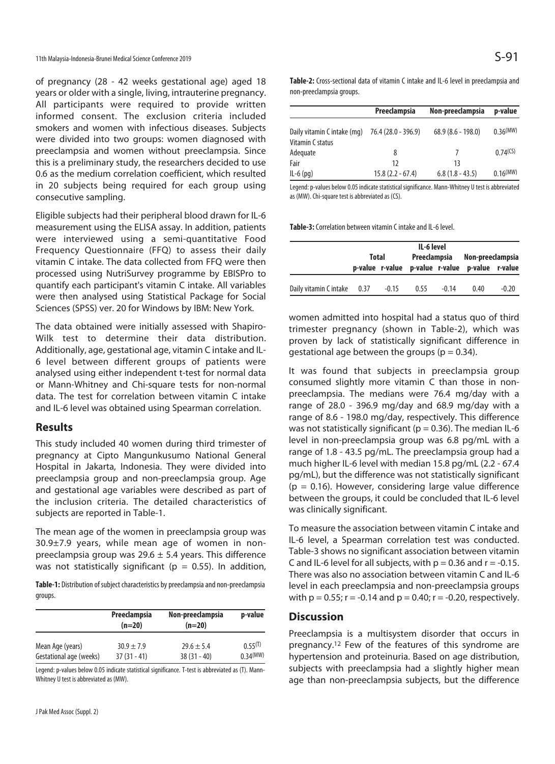of pregnancy (28 - 42 weeks gestational age) aged 18 years or older with a single, living, intrauterine pregnancy. All participants were required to provide written informed consent. The exclusion criteria included smokers and women with infectious diseases. Subjects were divided into two groups: women diagnosed with preeclampsia and women without preeclampsia. Since this is a preliminary study, the researchers decided to use 0.6 as the medium correlation coefficient, which resulted in 20 subjects being required for each group using consecutive sampling.

Eligible subjects had their peripheral blood drawn for IL-6 measurement using the ELISA assay. In addition, patients were interviewed using a semi-quantitative Food Frequency Questionnaire (FFQ) to assess their daily vitamin C intake. The data collected from FFQ were then processed using NutriSurvey programme by EBISPro to quantify each participant's vitamin C intake. All variables were then analysed using Statistical Package for Social Sciences (SPSS) ver. 20 for Windows by IBM: New York.

The data obtained were initially assessed with Shapiro-Wilk test to determine their data distribution. Additionally, age, gestational age, vitamin C intake and IL-6 level between different groups of patients were analysed using either independent t-test for normal data or Mann-Whitney and Chi-square tests for non-normal data. The test for correlation between vitamin C intake and IL-6 level was obtained using Spearman correlation.

## Results

This study included 40 women during third trimester of pregnancy at Cipto Mangunkusumo National General Hospital in Jakarta, Indonesia. They were divided into preeclampsia group and non-preeclampsia group. Age and gestational age variables were described as part of the inclusion criteria. The detailed characteristics of subjects are reported in Table-1.

The mean age of the women in preeclampsia group was 30.9±7.9 years, while mean age of women in non-preeclampsia group was 29.6 ± 5.4 years. This difference was not statistically significant (p = 0.55). In addition, women admitted into hospital had a status quo of third trimester pregnancy (shown in Table-2), which was proven by lack of statistically significant difference in gestational age between the groups (p = 0.34).

**Table-1:** Distribution of subject characteristics by preeclampsia and non-preeclampsia groups.

| | Preeclampsia (n=20) | Non-preeclampsia (n=20) | p-value |
|---|---|---|---|
| Mean Age (years) | 30.9 ± 7.9 | 29.6 ± 5.4 | 0.55[(T)] |
| Gestational age (weeks) | 37 (31 - 41) | 38 (31 - 40) | 0.34[(MW)] |

Legend: p-values below 0.05 indicate statistical significance. T-test is abbreviated as (T). Mann-Whitney U test is abbreviated as (MW).

**Table-2:** Cross-sectional data of vitamin C intake and IL-6 level in preeclampsia and non-preeclampsia groups.

| | Preeclampsia | Non-preeclampsia | p-value |
|---|---|---|---|
| Daily vitamin C intake (mg) | 76.4 (28.0 - 396.9) | 68.9 (8.6 - 198.0) | 0.36[(MW)] |
| Vitamin C status | | | |
| Adequate | 8 | 7 | 0.74[(CS)] |
| Fair | 12 | 13 | |
| IL-6 (pg) | 15.8 (2.2 - 67.4) | 6.8 (1.8 - 43.5) | 0.16[(MW)] |

Legend: p-values below 0.05 indicate statistical significance. Mann-Whitney U test is abbreviated as (MW). Chi-square test is abbreviated as (CS).

**Table-3:** Correlation between vitamin C intake and IL-6 level.

| | IL-6 level | | | | | |
|---|---|---|---|---|---|---|
| | Total | | Preeclampsia | | Non-preeclampsia | |
| | p-value | r-value | p-value | r-value | p-value | r-value |
| Daily vitamin C intake | 0.37 | -0.15 | 0.55 | -0.14 | 0.40 | -0.20 |

It was found that subjects in preeclampsia group consumed slightly more vitamin C than those in non-preeclampsia. The medians were 76.4 mg/day with a range of 28.0 - 396.9 mg/day and 68.9 mg/day with a range of 8.6 - 198.0 mg/day, respectively. This difference was not statistically significant (p = 0.36). The median IL-6 level in non-preeclampsia group was 6.8 pg/mL with a range of 1.8 - 43.5 pg/mL. The preeclampsia group had a much higher IL-6 level with median 15.8 pg/mL (2.2 - 67.4 pg/mL), but the difference was not statistically significant (p = 0.16). However, considering large value difference between the groups, it could be concluded that IL-6 level was clinically significant.

To measure the association between vitamin C intake and IL-6 level, a Spearman correlation test was conducted. Table-3 shows no significant association between vitamin C and IL-6 level for all subjects, with p = 0.36 and r = -0.15. There was also no association between vitamin C and IL-6 level in each preeclampsia and non-preeclampsia groups with p = 0.55; r = -0.14 and p = 0.40; r = -0.20, respectively.

## Discussion

Preeclampsia is a multisystem disorder that occurs in pregnancy.[12] Few of the features of this syndrome are hypertension and proteinuria. Based on age distribution, subjects with preeclampsia had a slightly higher mean age than non-preeclampsia subjects, but the difference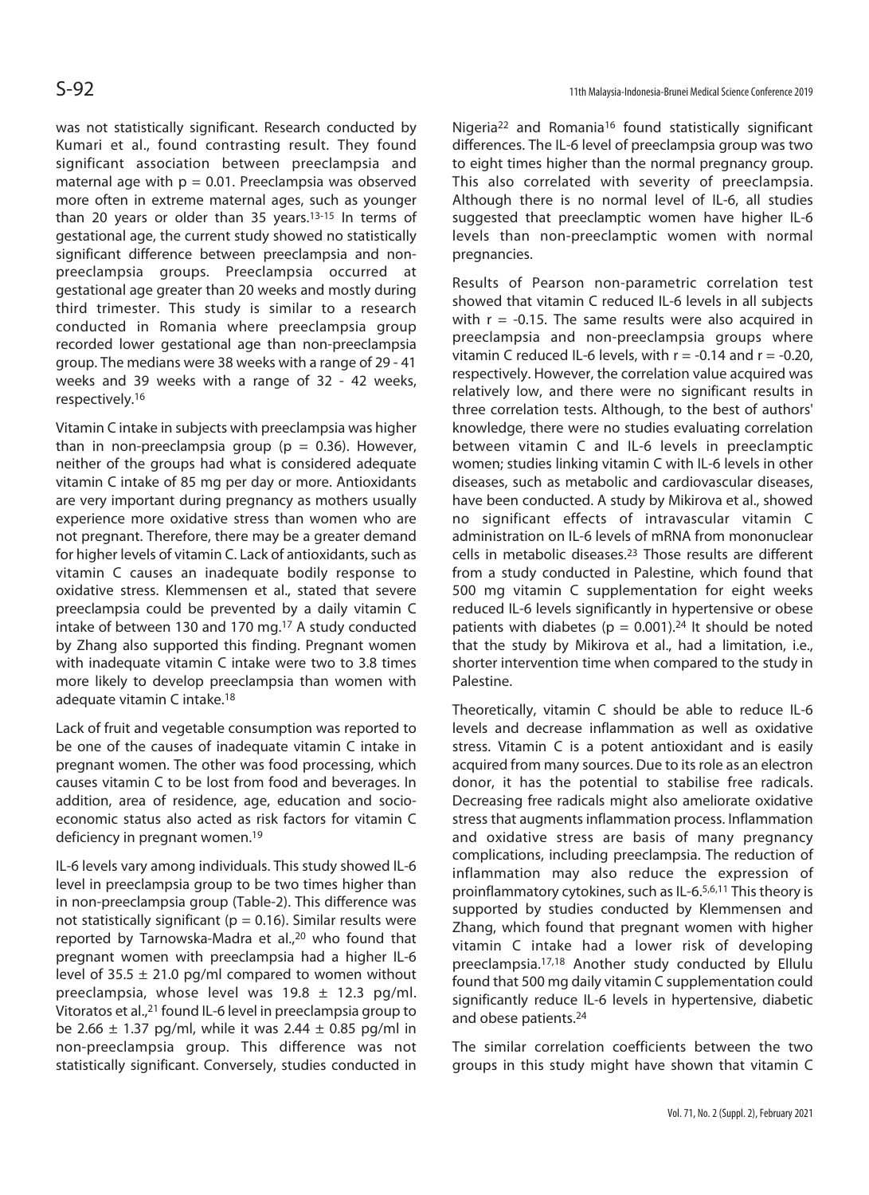was not statistically significant. Research conducted by Kumari et al., found contrasting result. They found significant association between preeclampsia and maternal age with $p = 0.01$. Preeclampsia was observed more often in extreme maternal ages, such as younger than 20 years or older than 35 years.[13-15] In terms of gestational age, the current study showed no statistically significant difference between preeclampsia and non-preeclampsia groups. Preeclampsia occurred at gestational age greater than 20 weeks and mostly during third trimester. This study is similar to a research conducted in Romania where preeclampsia group recorded lower gestational age than non-preeclampsia group. The medians were 38 weeks with a range of 29 - 41 weeks and 39 weeks with a range of 32 - 42 weeks, respectively.[16]

Vitamin C intake in subjects with preeclampsia was higher than in non-preeclampsia group ($p = 0.36$). However, neither of the groups had what is considered adequate vitamin C intake of 85 mg per day or more. Antioxidants are very important during pregnancy as mothers usually experience more oxidative stress than women who are not pregnant. Therefore, there may be a greater demand for higher levels of vitamin C. Lack of antioxidants, such as vitamin C causes an inadequate bodily response to oxidative stress. Klemmensen et al., stated that severe preeclampsia could be prevented by a daily vitamin C intake of between 130 and 170 mg.[17] A study conducted by Zhang also supported this finding. Pregnant women with inadequate vitamin C intake were two to 3.8 times more likely to develop preeclampsia than women with adequate vitamin C intake.[18]

Lack of fruit and vegetable consumption was reported to be one of the causes of inadequate vitamin C intake in pregnant women. The other was food processing, which causes vitamin C to be lost from food and beverages. In addition, area of residence, age, education and socio-economic status also acted as risk factors for vitamin C deficiency in pregnant women.[19]

IL-6 levels vary among individuals. This study showed IL-6 level in preeclampsia group to be two times higher than in non-preeclampsia group (Table-2). This difference was not statistically significant ($p = 0.16$). Similar results were reported by Tarnowska-Madra et al.,[20] who found that pregnant women with preeclampsia had a higher IL-6 level of $35.5 \pm 21.0$ pg/ml compared to women without preeclampsia, whose level was $19.8 \pm 12.3$ pg/ml. Vitoratos et al.,[21] found IL-6 level in preeclampsia group to be $2.66 \pm 1.37$ pg/ml, while it was $2.44 \pm 0.85$ pg/ml in non-preeclampsia group. This difference was not statistically significant. Conversely, studies conducted in Nigeria[22] and Romania[16] found statistically significant differences. The IL-6 level of preeclampsia group was two to eight times higher than the normal pregnancy group. This also correlated with severity of preeclampsia. Although there is no normal level of IL-6, all studies suggested that preeclamptic women have higher IL-6 levels than non-preeclamptic women with normal pregnancies.

Results of Pearson non-parametric correlation test showed that vitamin C reduced IL-6 levels in all subjects with $r = -0.15$. The same results were also acquired in preeclampsia and non-preeclampsia groups where vitamin C reduced IL-6 levels, with $r = -0.14$ and $r = -0.20$, respectively. However, the correlation value acquired was relatively low, and there were no significant results in three correlation tests. Although, to the best of authors' knowledge, there were no studies evaluating correlation between vitamin C and IL-6 levels in preeclamptic women; studies linking vitamin C with IL-6 levels in other diseases, such as metabolic and cardiovascular diseases, have been conducted. A study by Mikirova et al., showed no significant effects of intravascular vitamin C administration on IL-6 levels of mRNA from mononuclear cells in metabolic diseases.[23] Those results are different from a study conducted in Palestine, which found that 500 mg vitamin C supplementation for eight weeks reduced IL-6 levels significantly in hypertensive or obese patients with diabetes ($p = 0.001$).[24] It should be noted that the study by Mikirova et al., had a limitation, i.e., shorter intervention time when compared to the study in Palestine.

Theoretically, vitamin C should be able to reduce IL-6 levels and decrease inflammation as well as oxidative stress. Vitamin C is a potent antioxidant and is easily acquired from many sources. Due to its role as an electron donor, it has the potential to stabilise free radicals. Decreasing free radicals might also ameliorate oxidative stress that augments inflammation process. Inflammation and oxidative stress are basis of many pregnancy complications, including preeclampsia. The reduction of inflammation may also reduce the expression of proinflammatory cytokines, such as IL-6.[5,6,11] This theory is supported by studies conducted by Klemmensen and Zhang, which found that pregnant women with higher vitamin C intake had a lower risk of developing preeclampsia.[17,18] Another study conducted by Ellulu found that 500 mg daily vitamin C supplementation could significantly reduce IL-6 levels in hypertensive, diabetic and obese patients.[24]

The similar correlation coefficients between the two groups in this study might have shown that vitamin C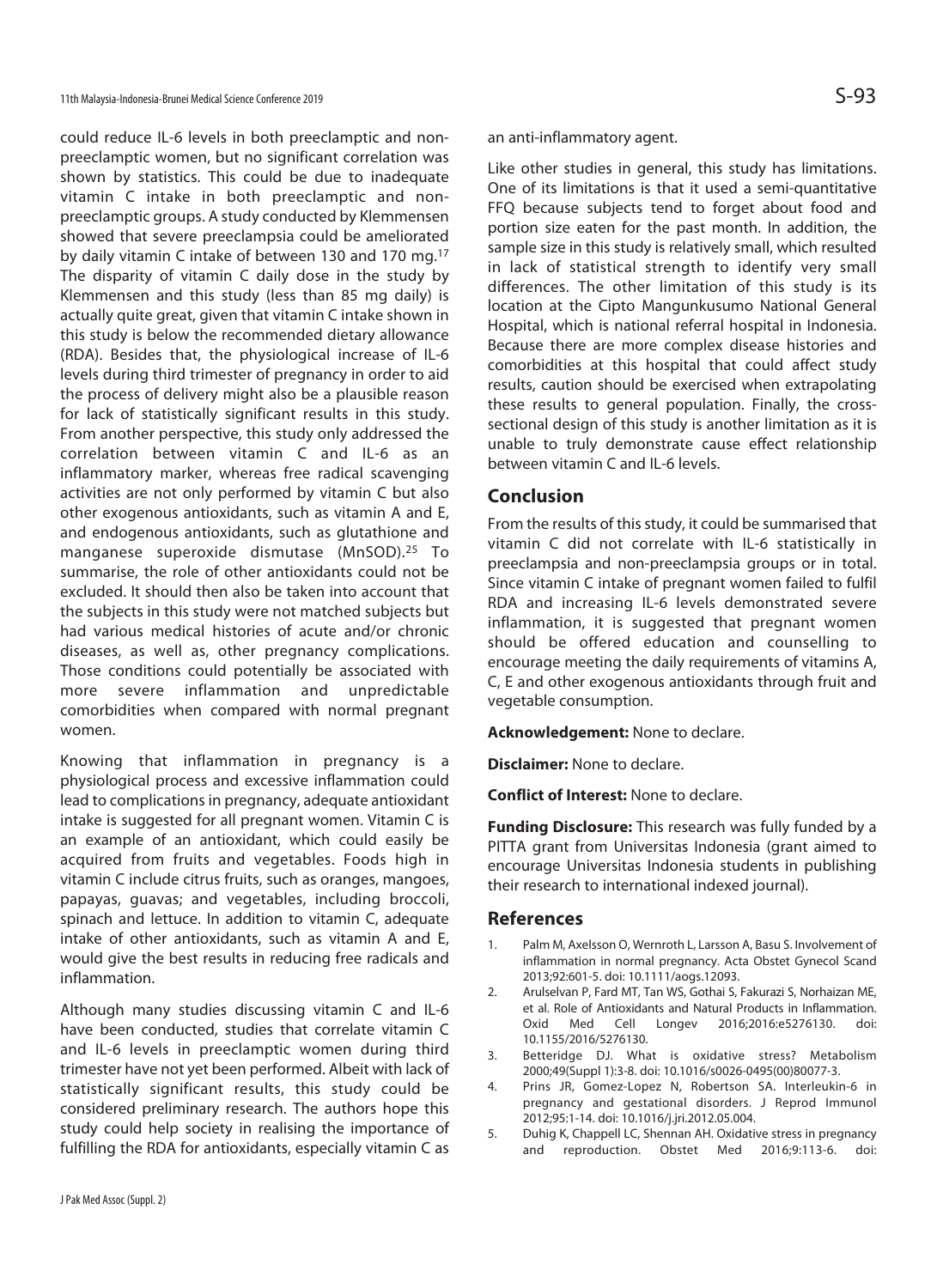could reduce IL-6 levels in both preeclamptic and non-preeclamptic women, but no significant correlation was shown by statistics. This could be due to inadequate vitamin C intake in both preeclamptic and non-preeclamptic groups. A study conducted by Klemmensen showed that severe preeclampsia could be ameliorated by daily vitamin C intake of between 130 and 170 mg.[17] The disparity of vitamin C daily dose in the study by Klemmensen and this study (less than 85 mg daily) is actually quite great, given that vitamin C intake shown in this study is below the recommended dietary allowance (RDA). Besides that, the physiological increase of IL-6 levels during third trimester of pregnancy in order to aid the process of delivery might also be a plausible reason for lack of statistically significant results in this study. From another perspective, this study only addressed the correlation between vitamin C and IL-6 as an inflammatory marker, whereas free radical scavenging activities are not only performed by vitamin C but also other exogenous antioxidants, such as vitamin A and E, and endogenous antioxidants, such as glutathione and manganese superoxide dismutase (MnSOD).[25] To summarise, the role of other antioxidants could not be excluded. It should then also be taken into account that the subjects in this study were not matched subjects but had various medical histories of acute and/or chronic diseases, as well as, other pregnancy complications. Those conditions could potentially be associated with more severe inflammation and unpredictable comorbidities when compared with normal pregnant women.

Knowing that inflammation in pregnancy is a physiological process and excessive inflammation could lead to complications in pregnancy, adequate antioxidant intake is suggested for all pregnant women. Vitamin C is an example of an antioxidant, which could easily be acquired from fruits and vegetables. Foods high in vitamin C include citrus fruits, such as oranges, mangoes, papayas, guavas; and vegetables, including broccoli, spinach and lettuce. In addition to vitamin C, adequate intake of other antioxidants, such as vitamin A and E, would give the best results in reducing free radicals and inflammation.

Although many studies discussing vitamin C and IL-6 have been conducted, studies that correlate vitamin C and IL-6 levels in preeclamptic women during third trimester have not yet been performed. Albeit with lack of statistically significant results, this study could be considered preliminary research. The authors hope this study could help society in realising the importance of fulfilling the RDA for antioxidants, especially vitamin C as an anti-inflammatory agent.

Like other studies in general, this study has limitations. One of its limitations is that it used a semi-quantitative FFQ because subjects tend to forget about food and portion size eaten for the past month. In addition, the sample size in this study is relatively small, which resulted in lack of statistical strength to identify very small differences. The other limitation of this study is its location at the Cipto Mangunkusumo National General Hospital, which is national referral hospital in Indonesia. Because there are more complex disease histories and comorbidities at this hospital that could affect study results, caution should be exercised when extrapolating these results to general population. Finally, the cross-sectional design of this study is another limitation as it is unable to truly demonstrate cause effect relationship between vitamin C and IL-6 levels.

## Conclusion

From the results of this study, it could be summarised that vitamin C did not correlate with IL-6 statistically in preeclampsia and non-preeclampsia groups or in total. Since vitamin C intake of pregnant women failed to fulfil RDA and increasing IL-6 levels demonstrated severe inflammation, it is suggested that pregnant women should be offered education and counselling to encourage meeting the daily requirements of vitamins A, C, E and other exogenous antioxidants through fruit and vegetable consumption.

**Acknowledgement:** None to declare.

**Disclaimer:** None to declare.

**Conflict of Interest:** None to declare.

**Funding Disclosure:** This research was fully funded by a PITTA grant from Universitas Indonesia (grant aimed to encourage Universitas Indonesia students in publishing their research to international indexed journal).

## References

1. Palm M, Axelsson O, Wernroth L, Larsson A, Basu S. Involvement of inflammation in normal pregnancy. Acta Obstet Gynecol Scand 2013;92:601-5. doi: 10.1111/aogs.12093.
2. Arulselvan P, Fard MT, Tan WS, Gothai S, Fakurazi S, Norhaizan ME, et al. Role of Antioxidants and Natural Products in Inflammation. Oxid Med Cell Longev 2016;2016:e5276130. doi: 10.1155/2016/5276130.
3. Betteridge DJ. What is oxidative stress? Metabolism 2000;49(Suppl 1):3-8. doi: 10.1016/s0026-0495(00)80077-3.
4. Prins JR, Gomez-Lopez N, Robertson SA. Interleukin-6 in pregnancy and gestational disorders. J Reprod Immunol 2012;95:1-14. doi: 10.1016/j.jri.2012.05.004.
5. Duhig K, Chappell LC, Shennan AH. Oxidative stress in pregnancy and reproduction. Obstet Med 2016;9:113-6. doi: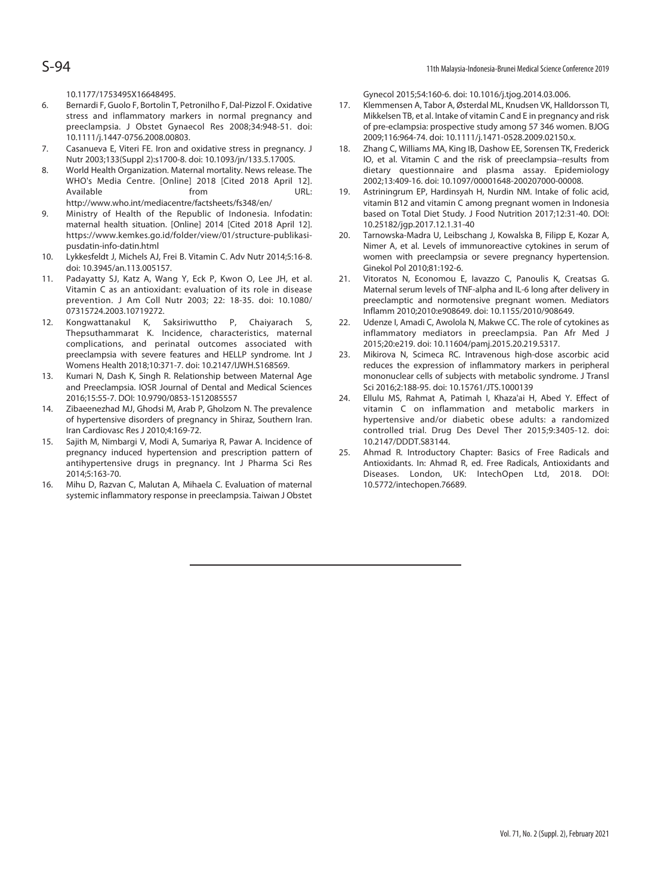10.1177/1753495X16648495.

6. Bernardi F, Guolo F, Bortolin T, Petronilho F, Dal-Pizzol F. Oxidative stress and inflammatory markers in normal pregnancy and preeclampsia. J Obstet Gynaecol Res 2008;34:948-51. doi: 10.1111/j.1447-0756.2008.00803.
7. Casanueva E, Viteri FE. Iron and oxidative stress in pregnancy. J Nutr 2003;133(Suppl 2):s1700-8. doi: 10.1093/jn/133.5.1700S.
8. World Health Organization. Maternal mortality. News release. The WHO's Media Centre. [Online] 2018 [Cited 2018 April 12]. Available from URL: http://www.who.int/mediacentre/factsheets/fs348/en/
9. Ministry of Health of the Republic of Indonesia. Infodatin: maternal health situation. [Online] 2014 [Cited 2018 April 12]. https://www.kemkes.go.id/folder/view/01/structure-publikasi-pusdatin-info-datin.html
10. Lykkesfeldt J, Michels AJ, Frei B. Vitamin C. Adv Nutr 2014;5:16-8. doi: 10.3945/an.113.005157.
11. Padayatty SJ, Katz A, Wang Y, Eck P, Kwon O, Lee JH, et al. Vitamin C as an antioxidant: evaluation of its role in disease prevention. J Am Coll Nutr 2003; 22: 18-35. doi: 10.1080/07315724.2003.10719272.
12. Kongwattanakul K, Saksiriwuttho P, Chaiyarach S, Thepsuthammarat K. Incidence, characteristics, maternal complications, and perinatal outcomes associated with preeclampsia with severe features and HELLP syndrome. Int J Womens Health 2018;10:371-7. doi: 10.2147/IJWH.S168569.
13. Kumari N, Dash K, Singh R. Relationship between Maternal Age and Preeclampsia. IOSR Journal of Dental and Medical Sciences 2016;15:55-7. DOI: 10.9790/0853-1512085557
14. Zibaeenezhad MJ, Ghodsi M, Arab P, Gholzom N. The prevalence of hypertensive disorders of pregnancy in Shiraz, Southern Iran. Iran Cardiovasc Res J 2010;4:169-72.
15. Sajith M, Nimbargi V, Modi A, Sumariya R, Pawar A. Incidence of pregnancy induced hypertension and prescription pattern of antihypertensive drugs in pregnancy. Int J Pharma Sci Res 2014;5:163-70.
16. Mihu D, Razvan C, Malutan A, Mihaela C. Evaluation of maternal systemic inflammatory response in preeclampsia. Taiwan J Obstet Gynecol 2015;54:160-6. doi: 10.1016/j.tjog.2014.03.006.
17. Klemmensen A, Tabor A, Østerdal ML, Knudsen VK, Halldorsson TI, Mikkelsen TB, et al. Intake of vitamin C and E in pregnancy and risk of pre-eclampsia: prospective study among 57 346 women. BJOG 2009;116:964-74. doi: 10.1111/j.1471-0528.2009.02150.x.
18. Zhang C, Williams MA, King IB, Dashow EE, Sorensen TK, Frederick IO, et al. Vitamin C and the risk of preeclampsia--results from dietary questionnaire and plasma assay. Epidemiology 2002;13:409-16. doi: 10.1097/00001648-200207000-00008.
19. Astriningrum EP, Hardinsyah H, Nurdin NM. Intake of folic acid, vitamin B12 and vitamin C among pregnant women in Indonesia based on Total Diet Study. J Food Nutrition 2017;12:31-40. DOI: 10.25182/jgp.2017.12.1.31-40
20. Tarnowska-Madra U, Leibschang J, Kowalska B, Filipp E, Kozar A, Nimer A, et al. Levels of immunoreactive cytokines in serum of women with preeclampsia or severe pregnancy hypertension. Ginekol Pol 2010;81:192-6.
21. Vitoratos N, Economou E, Iavazzo C, Panoulis K, Creatsas G. Maternal serum levels of TNF-alpha and IL-6 long after delivery in preeclamptic and normotensive pregnant women. Mediators Inflamm 2010;2010:e908649. doi: 10.1155/2010/908649.
22. Udenze I, Amadi C, Awolola N, Makwe CC. The role of cytokines as inflammatory mediators in preeclampsia. Pan Afr Med J 2015;20:e219. doi: 10.11604/pamj.2015.20.219.5317.
23. Mikirova N, Scimeca RC. Intravenous high-dose ascorbic acid reduces the expression of inflammatory markers in peripheral mononuclear cells of subjects with metabolic syndrome. J Transl Sci 2016;2:188-95. doi: 10.15761/JTS.1000139
24. Ellulu MS, Rahmat A, Patimah I, Khaza'ai H, Abed Y. Effect of vitamin C on inflammation and metabolic markers in hypertensive and/or diabetic obese adults: a randomized controlled trial. Drug Des Devel Ther 2015;9:3405-12. doi: 10.2147/DDDT.S83144.
25. Ahmad R. Introductory Chapter: Basics of Free Radicals and Antioxidants. In: Ahmad R, ed. Free Radicals, Antioxidants and Diseases. London, UK: IntechOpen Ltd, 2018. DOI: 10.5772/intechopen.76689.